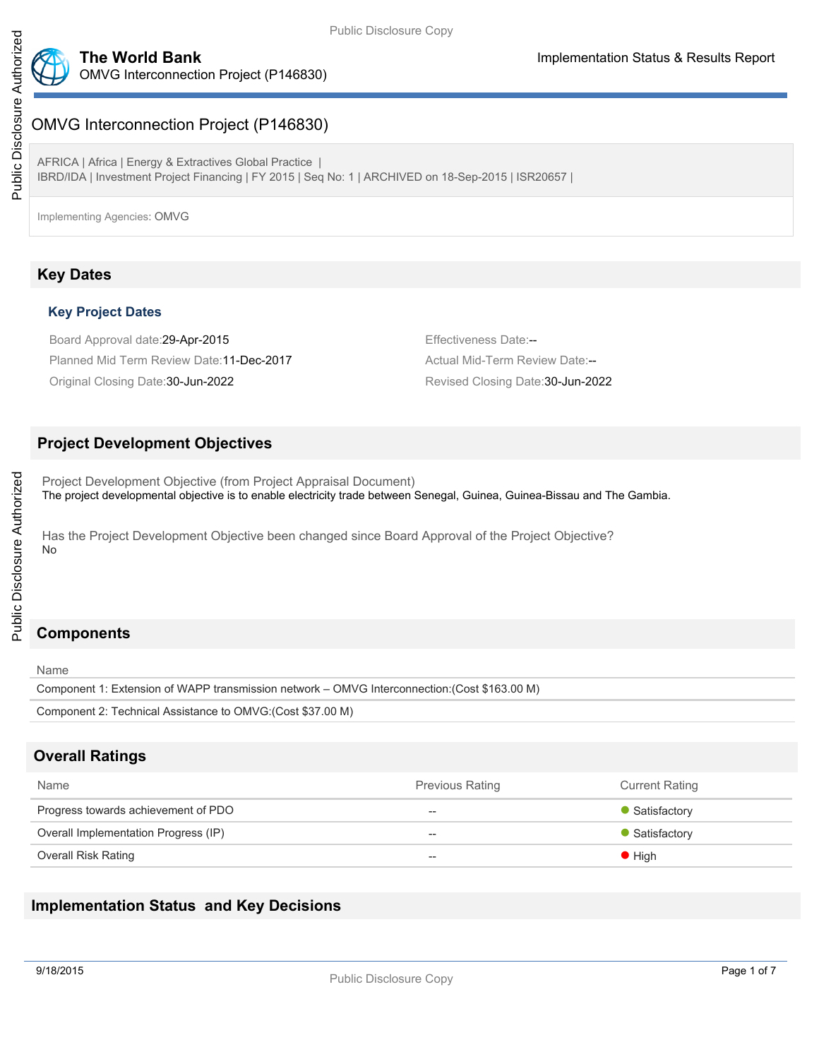# OMVG Interconnection Project (P146830)

AFRICA | Africa | Energy & Extractives Global Practice |
IBRD/IDA | Investment Project Financing | FY 2015 | Seq No: 1 | ARCHIVED on 18-Sep-2015 | ISR20657 |

Implementing Agencies: OMVG

## Key Dates

### Key Project Dates

Board Approval date:29-Apr-2015

Effectiveness Date:--

Planned Mid Term Review Date:11-Dec-2017

Actual Mid-Term Review Date:--

Original Closing Date:30-Jun-2022

Revised Closing Date:30-Jun-2022

## Project Development Objectives

Project Development Objective (from Project Appraisal Document)

The project developmental objective is to enable electricity trade between Senegal, Guinea, Guinea-Bissau and The Gambia.

Has the Project Development Objective been changed since Board Approval of the Project Objective?

No

## Components

| Name |
|---|
| Component 1: Extension of WAPP transmission network – OMVG Interconnection:(Cost $163.00 M) |
| Component 2: Technical Assistance to OMVG:(Cost $37.00 M) |

## Overall Ratings

| Name | Previous Rating | Current Rating |
|---|---|---|
| Progress towards achievement of PDO | -- | Satisfactory |
| Overall Implementation Progress (IP) | -- | Satisfactory |
| Overall Risk Rating | -- | High |

## Implementation Status and Key Decisions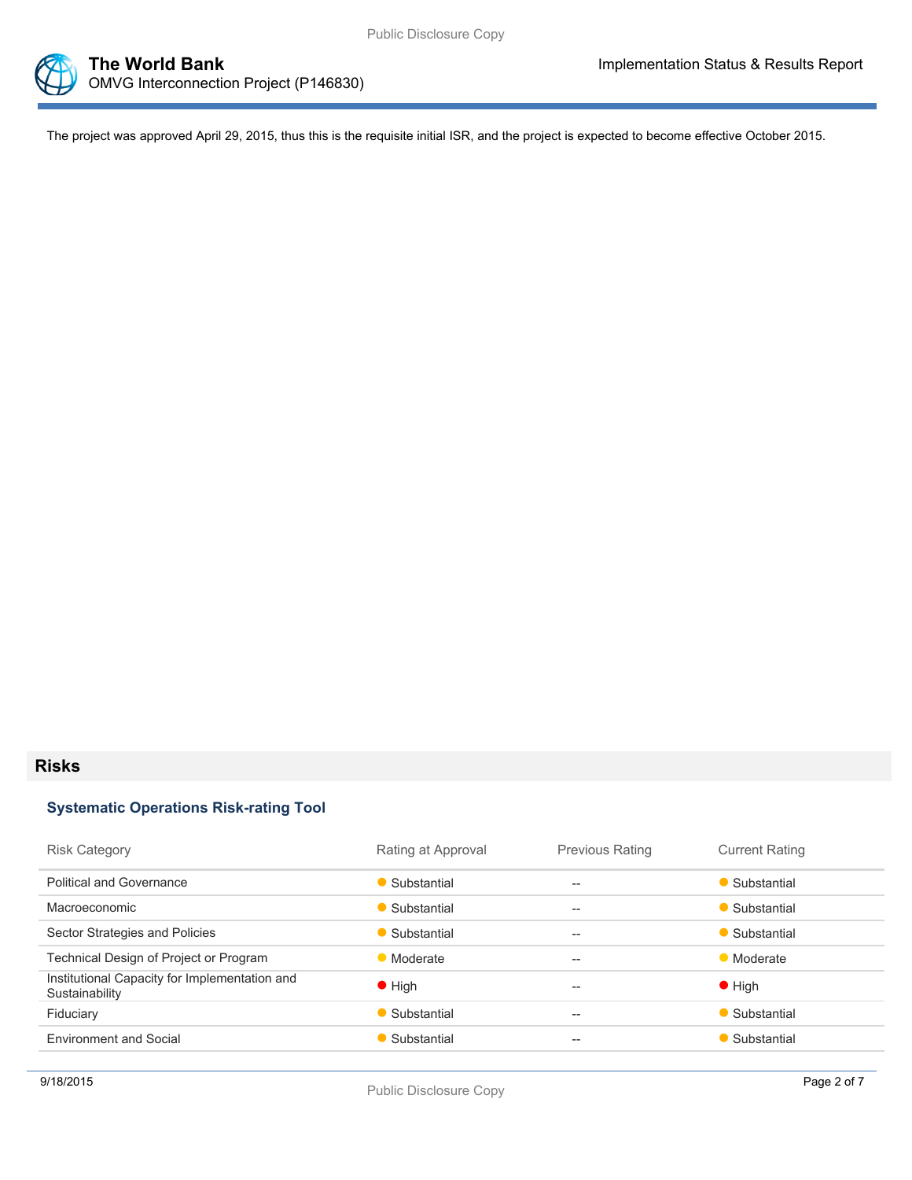The project was approved April 29, 2015, thus this is the requisite initial ISR, and the project is expected to become effective October 2015.

## Risks

### Systematic Operations Risk-rating Tool

| Risk Category | Rating at Approval | Previous Rating | Current Rating |
|---|---|---|---|
| Political and Governance | Substantial | -- | Substantial |
| Macroeconomic | Substantial | -- | Substantial |
| Sector Strategies and Policies | Substantial | -- | Substantial |
| Technical Design of Project or Program | Moderate | -- | Moderate |
| Institutional Capacity for Implementation and Sustainability | High | -- | High |
| Fiduciary | Substantial | -- | Substantial |
| Environment and Social | Substantial | -- | Substantial |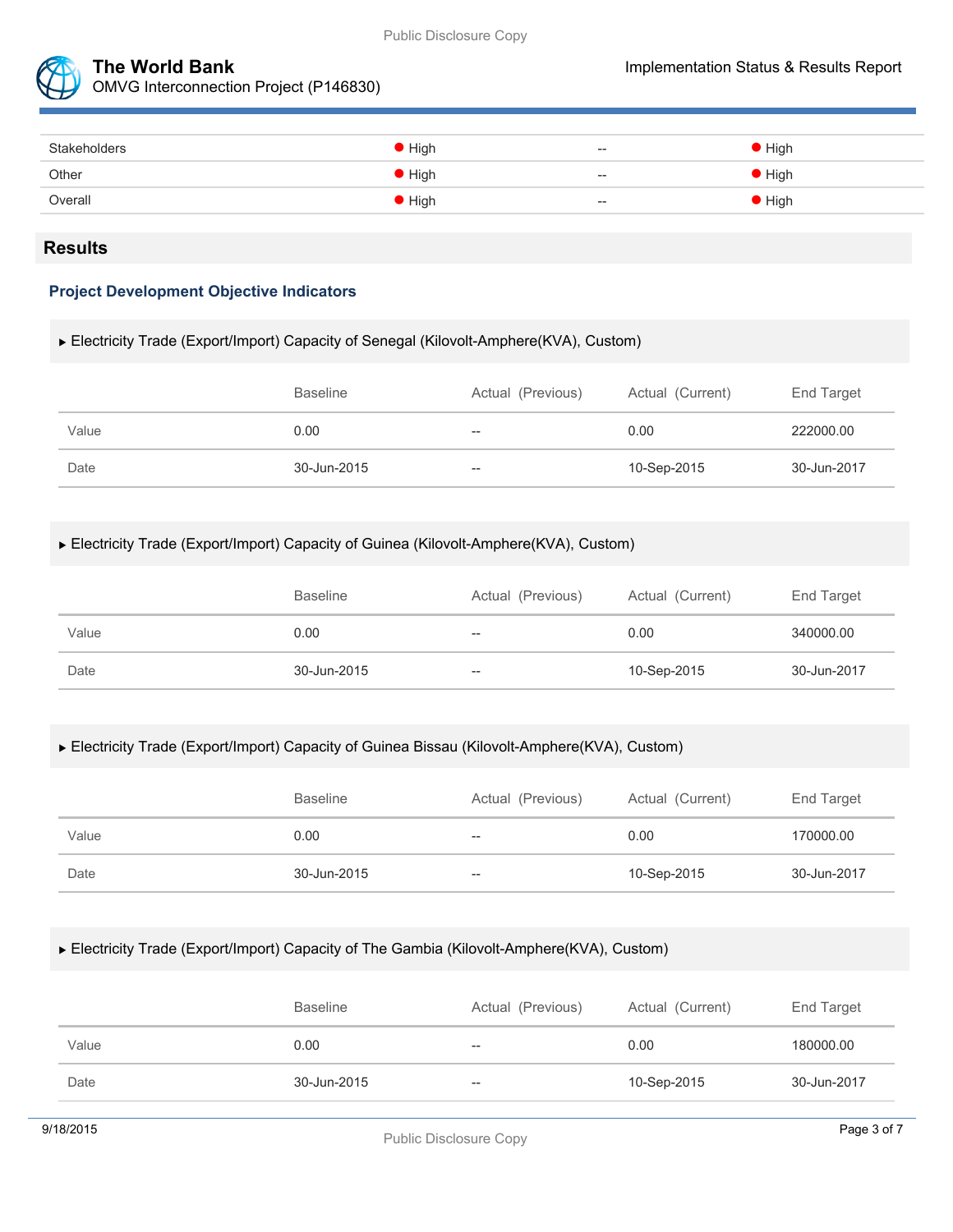| | | | |
|---|---|---|---|
| Stakeholders | ● High | -- | ● High |
| Other | ● High | -- | ● High |
| Overall | ● High | -- | ● High |

## Results

### Project Development Objective Indicators

▸ Electricity Trade (Export/Import) Capacity of Senegal (Kilovolt-Amphere(KVA), Custom)

| | Baseline | Actual (Previous) | Actual (Current) | End Target |
|---|---|---|---|---|
| Value | 0.00 | -- | 0.00 | 222000.00 |
| Date | 30-Jun-2015 | -- | 10-Sep-2015 | 30-Jun-2017 |

▸ Electricity Trade (Export/Import) Capacity of Guinea (Kilovolt-Amphere(KVA), Custom)

| | Baseline | Actual (Previous) | Actual (Current) | End Target |
|---|---|---|---|---|
| Value | 0.00 | -- | 0.00 | 340000.00 |
| Date | 30-Jun-2015 | -- | 10-Sep-2015 | 30-Jun-2017 |

▸ Electricity Trade (Export/Import) Capacity of Guinea Bissau (Kilovolt-Amphere(KVA), Custom)

| | Baseline | Actual (Previous) | Actual (Current) | End Target |
|---|---|---|---|---|
| Value | 0.00 | -- | 0.00 | 170000.00 |
| Date | 30-Jun-2015 | -- | 10-Sep-2015 | 30-Jun-2017 |

▸ Electricity Trade (Export/Import) Capacity of The Gambia (Kilovolt-Amphere(KVA), Custom)

| | Baseline | Actual (Previous) | Actual (Current) | End Target |
|---|---|---|---|---|
| Value | 0.00 | -- | 0.00 | 180000.00 |
| Date | 30-Jun-2015 | -- | 10-Sep-2015 | 30-Jun-2017 |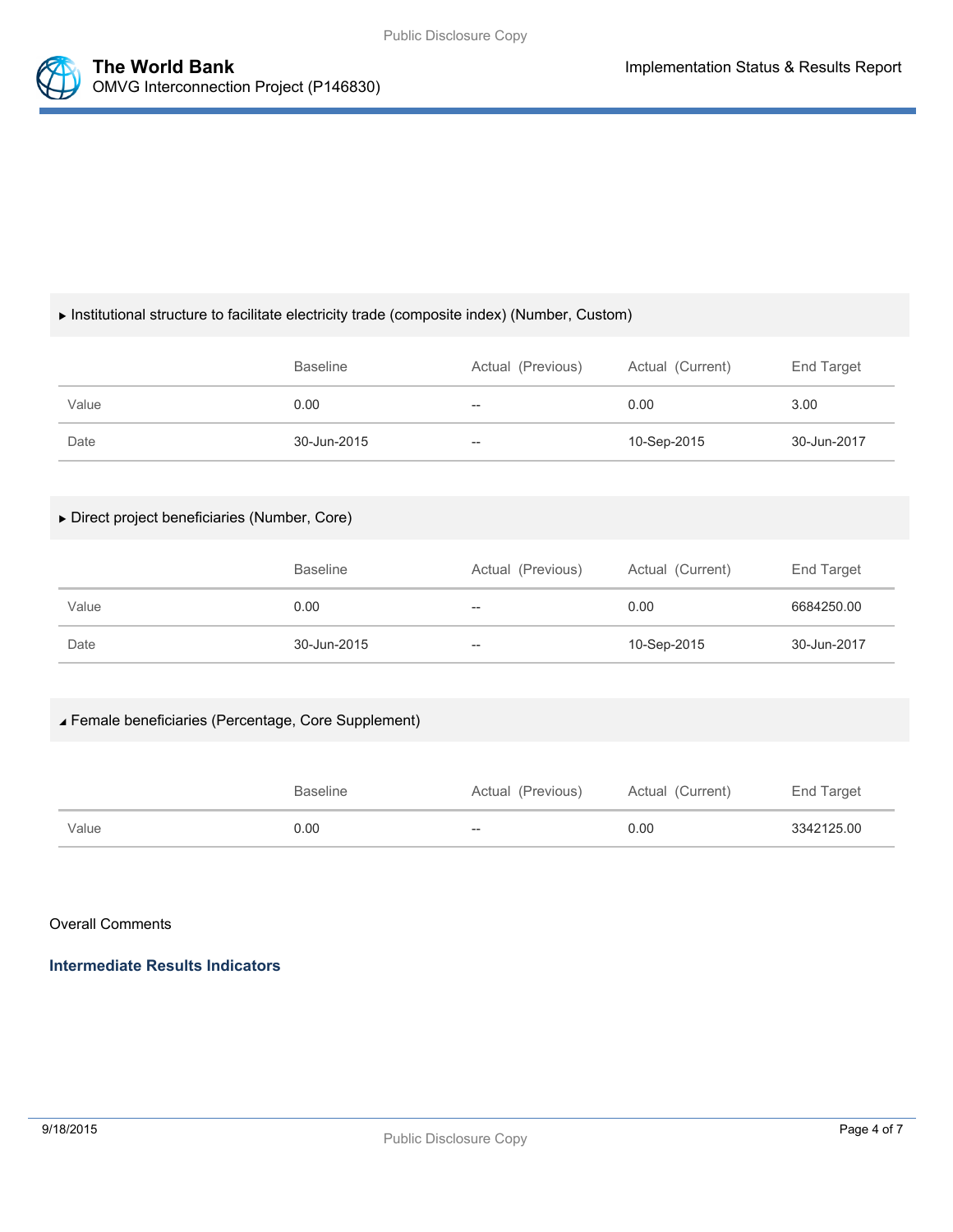▸ Institutional structure to facilitate electricity trade (composite index) (Number, Custom)

| | Baseline | Actual (Previous) | Actual (Current) | End Target |
|---|---|---|---|---|
| Value | 0.00 | -- | 0.00 | 3.00 |
| Date | 30-Jun-2015 | -- | 10-Sep-2015 | 30-Jun-2017 |

▸ Direct project beneficiaries (Number, Core)

| | Baseline | Actual (Previous) | Actual (Current) | End Target |
|---|---|---|---|---|
| Value | 0.00 | -- | 0.00 | 6684250.00 |
| Date | 30-Jun-2015 | -- | 10-Sep-2015 | 30-Jun-2017 |

◢ Female beneficiaries (Percentage, Core Supplement)

| | Baseline | Actual (Previous) | Actual (Current) | End Target |
|---|---|---|---|---|
| Value | 0.00 | -- | 0.00 | 3342125.00 |

Overall Comments

### Intermediate Results Indicators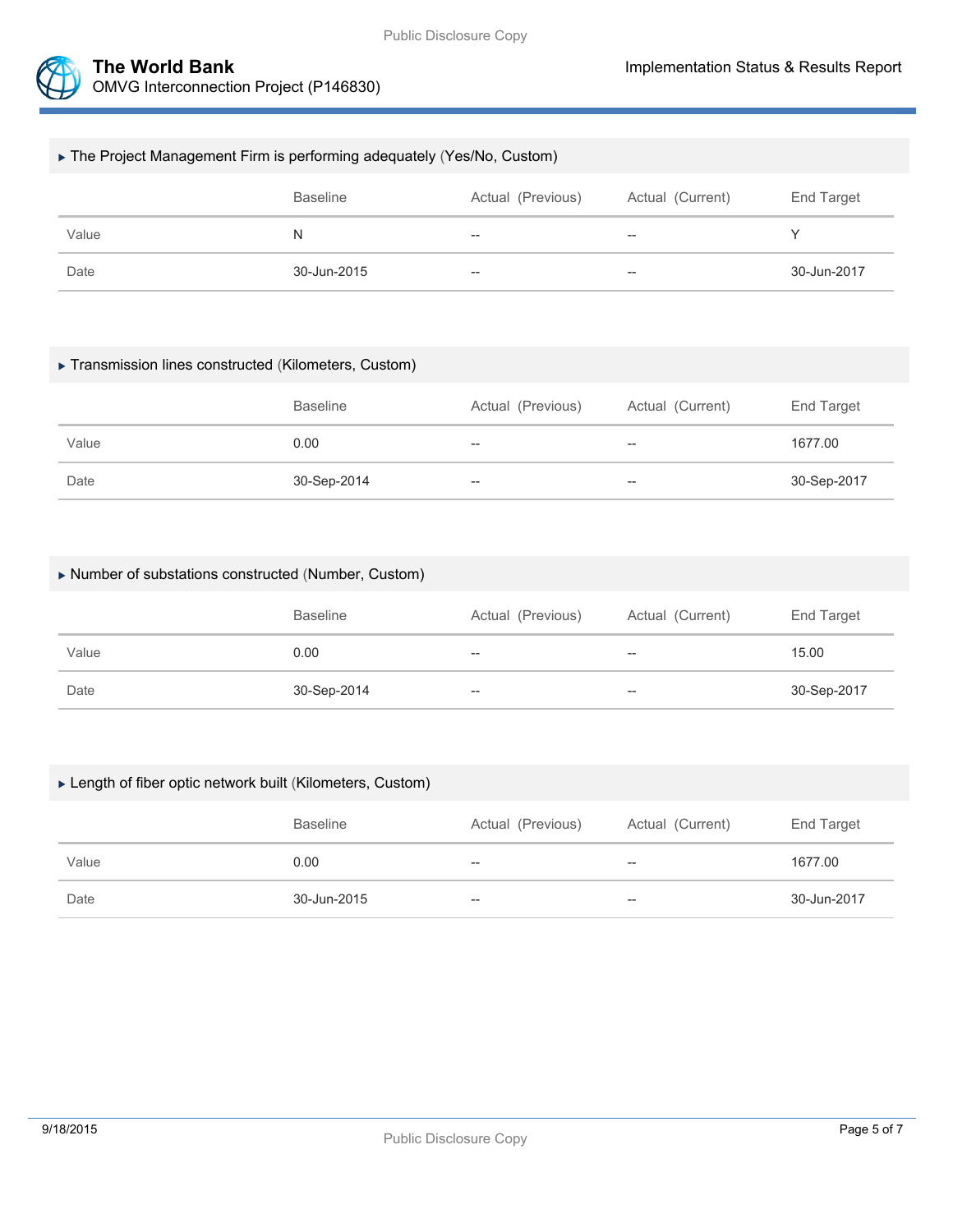### ▸ The Project Management Firm is performing adequately (Yes/No, Custom)

| | Baseline | Actual (Previous) | Actual (Current) | End Target |
|---|---|---|---|---|
| Value | N | -- | -- | Y |
| Date | 30-Jun-2015 | -- | -- | 30-Jun-2017 |

### ▸ Transmission lines constructed (Kilometers, Custom)

| | Baseline | Actual (Previous) | Actual (Current) | End Target |
|---|---|---|---|---|
| Value | 0.00 | -- | -- | 1677.00 |
| Date | 30-Sep-2014 | -- | -- | 30-Sep-2017 |

### ▸ Number of substations constructed (Number, Custom)

| | Baseline | Actual (Previous) | Actual (Current) | End Target |
|---|---|---|---|---|
| Value | 0.00 | -- | -- | 15.00 |
| Date | 30-Sep-2014 | -- | -- | 30-Sep-2017 |

### ▸ Length of fiber optic network built (Kilometers, Custom)

| | Baseline | Actual (Previous) | Actual (Current) | End Target |
|---|---|---|---|---|
| Value | 0.00 | -- | -- | 1677.00 |
| Date | 30-Jun-2015 | -- | -- | 30-Jun-2017 |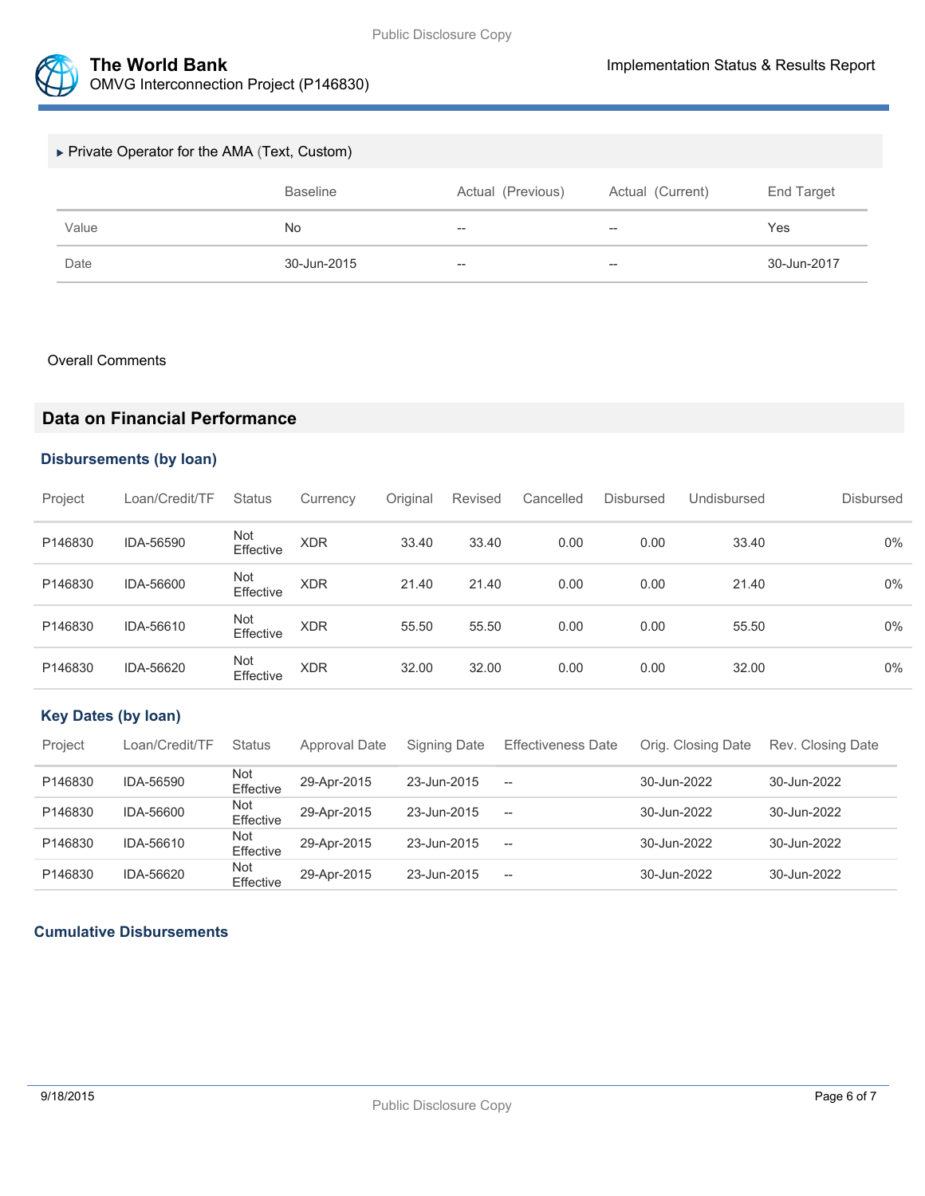▸ Private Operator for the AMA (Text, Custom)

| | Baseline | Actual (Previous) | Actual (Current) | End Target |
|---|---|---|---|---|
| Value | No | -- | -- | Yes |
| Date | 30-Jun-2015 | -- | -- | 30-Jun-2017 |

Overall Comments

## Data on Financial Performance

### Disbursements (by loan)

| Project | Loan/Credit/TF | Status | Currency | Original | Revised | Cancelled | Disbursed | Undisbursed | Disbursed |
|---|---|---|---|---|---|---|---|---|---|
| P146830 | IDA-56590 | Not Effective | XDR | 33.40 | 33.40 | 0.00 | 0.00 | 33.40 | 0% |
| P146830 | IDA-56600 | Not Effective | XDR | 21.40 | 21.40 | 0.00 | 0.00 | 21.40 | 0% |
| P146830 | IDA-56610 | Not Effective | XDR | 55.50 | 55.50 | 0.00 | 0.00 | 55.50 | 0% |
| P146830 | IDA-56620 | Not Effective | XDR | 32.00 | 32.00 | 0.00 | 0.00 | 32.00 | 0% |

### Key Dates (by loan)

| Project | Loan/Credit/TF | Status | Approval Date | Signing Date | Effectiveness Date | Orig. Closing Date | Rev. Closing Date |
|---|---|---|---|---|---|---|---|
| P146830 | IDA-56590 | Not Effective | 29-Apr-2015 | 23-Jun-2015 | -- | 30-Jun-2022 | 30-Jun-2022 |
| P146830 | IDA-56600 | Not Effective | 29-Apr-2015 | 23-Jun-2015 | -- | 30-Jun-2022 | 30-Jun-2022 |
| P146830 | IDA-56610 | Not Effective | 29-Apr-2015 | 23-Jun-2015 | -- | 30-Jun-2022 | 30-Jun-2022 |
| P146830 | IDA-56620 | Not Effective | 29-Apr-2015 | 23-Jun-2015 | -- | 30-Jun-2022 | 30-Jun-2022 |

### Cumulative Disbursements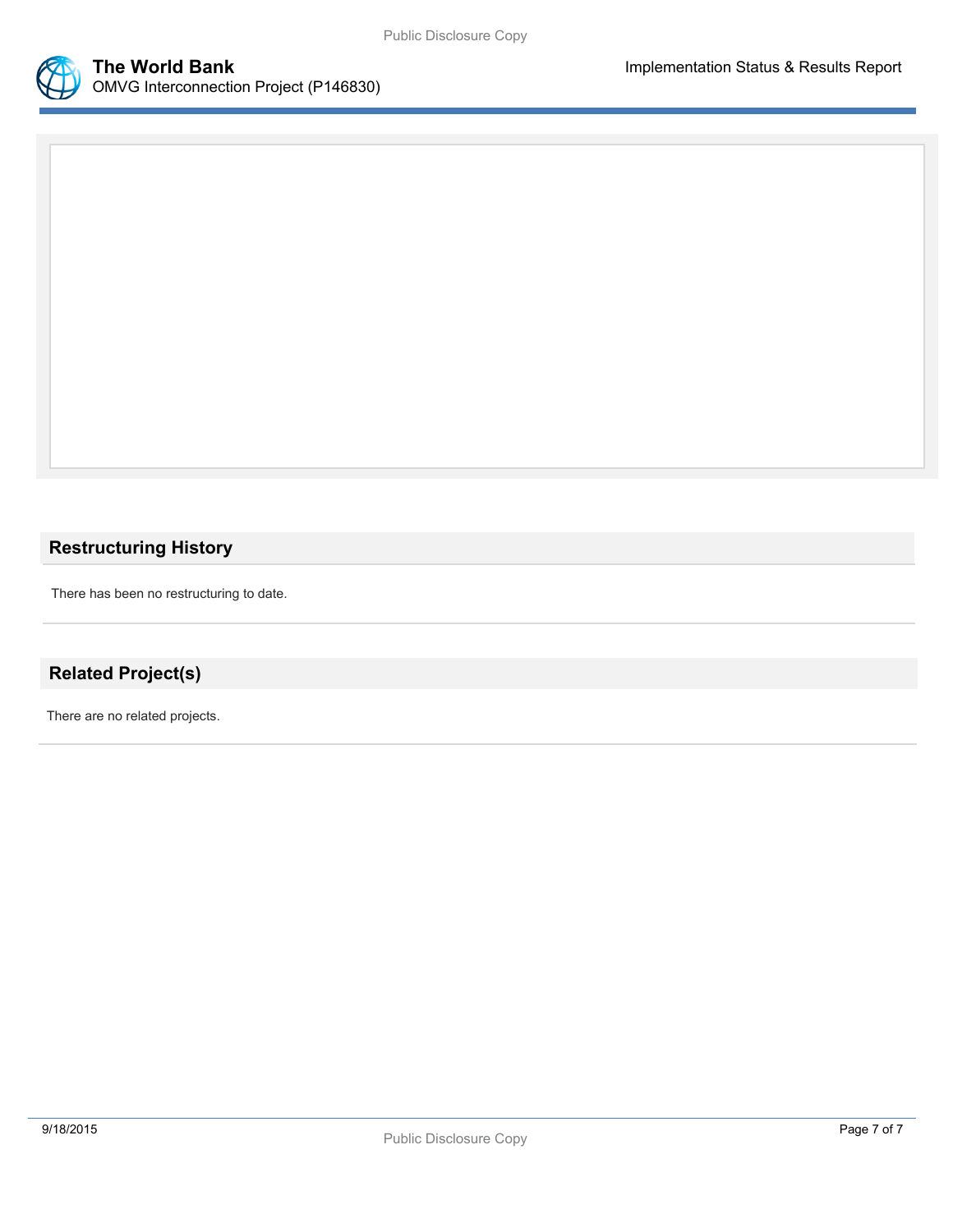## Restructuring History

There has been no restructuring to date.

## Related Project(s)

There are no related projects.